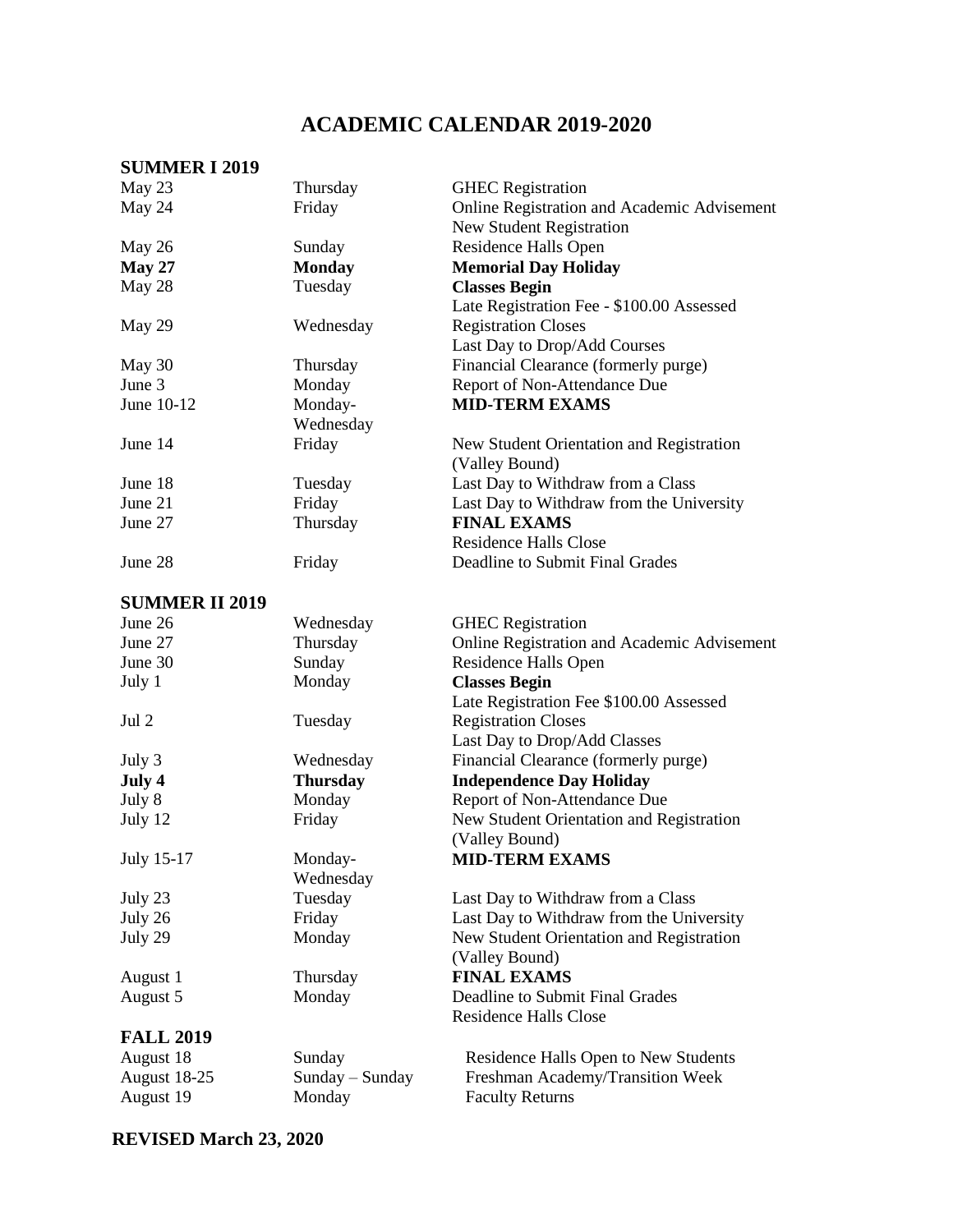# ACADEMIC CALENDAR 2019-2020

## SUMMER I 2019

| | | |
|---|---|---|
| May 23 | Thursday | GHEC Registration |
| May 24 | Friday | Online Registration and Academic Advisement<br>New Student Registration |
| May 26 | Sunday | Residence Halls Open |
| **May 27** | **Monday** | **Memorial Day Holiday** |
| May 28 | Tuesday | **Classes Begin**<br>Late Registration Fee - $100.00 Assessed |
| May 29 | Wednesday | Registration Closes<br>Last Day to Drop/Add Courses |
| May 30 | Thursday | Financial Clearance (formerly purge) |
| June 3 | Monday | Report of Non-Attendance Due |
| June 10-12 | Monday-Wednesday | **MID-TERM EXAMS** |
| June 14 | Friday | New Student Orientation and Registration (Valley Bound) |
| June 18 | Tuesday | Last Day to Withdraw from a Class |
| June 21 | Friday | Last Day to Withdraw from the University |
| June 27 | Thursday | **FINAL EXAMS**<br>Residence Halls Close |
| June 28 | Friday | Deadline to Submit Final Grades |

## SUMMER II 2019

| | | |
|---|---|---|
| June 26 | Wednesday | GHEC Registration |
| June 27 | Thursday | Online Registration and Academic Advisement |
| June 30 | Sunday | Residence Halls Open |
| July 1 | Monday | **Classes Begin**<br>Late Registration Fee $100.00 Assessed |
| Jul 2 | Tuesday | Registration Closes<br>Last Day to Drop/Add Classes |
| July 3 | Wednesday | Financial Clearance (formerly purge) |
| **July 4** | **Thursday** | **Independence Day Holiday** |
| July 8 | Monday | Report of Non-Attendance Due |
| July 12 | Friday | New Student Orientation and Registration (Valley Bound) |
| July 15-17 | Monday-Wednesday | **MID-TERM EXAMS** |
| July 23 | Tuesday | Last Day to Withdraw from a Class |
| July 26 | Friday | Last Day to Withdraw from the University |
| July 29 | Monday | New Student Orientation and Registration (Valley Bound) |
| August 1 | Thursday | **FINAL EXAMS** |
| August 5 | Monday | Deadline to Submit Final Grades<br>Residence Halls Close |

## FALL 2019

| | | |
|---|---|---|
| August 18 | Sunday | Residence Halls Open to New Students |
| August 18-25 | Sunday – Sunday | Freshman Academy/Transition Week |
| August 19 | Monday | Faculty Returns |

**REVISED March 23, 2020**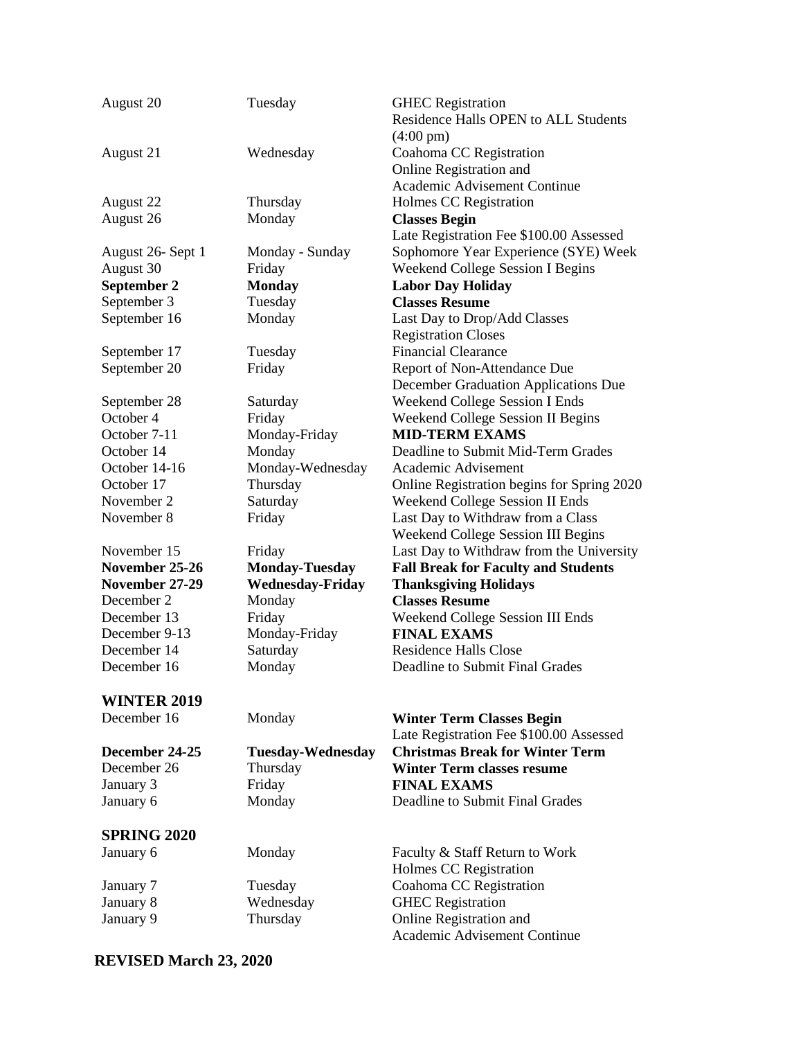| | | |
|---|---|---|
| August 20 | Tuesday | GHEC Registration<br>Residence Halls OPEN to ALL Students (4:00 pm) |
| August 21 | Wednesday | Coahoma CC Registration<br>Online Registration and Academic Advisement Continue |
| August 22 | Thursday | Holmes CC Registration |
| August 26 | Monday | **Classes Begin**<br>Late Registration Fee $100.00 Assessed |
| August 26- Sept 1 | Monday - Sunday | Sophomore Year Experience (SYE) Week |
| August 30 | Friday | Weekend College Session I Begins |
| **September 2** | **Monday** | **Labor Day Holiday** |
| September 3 | Tuesday | **Classes Resume** |
| September 16 | Monday | Last Day to Drop/Add Classes<br>Registration Closes |
| September 17 | Tuesday | Financial Clearance |
| September 20 | Friday | Report of Non-Attendance Due<br>December Graduation Applications Due |
| September 28 | Saturday | Weekend College Session I Ends |
| October 4 | Friday | Weekend College Session II Begins |
| October 7-11 | Monday-Friday | **MID-TERM EXAMS** |
| October 14 | Monday | Deadline to Submit Mid-Term Grades |
| October 14-16 | Monday-Wednesday | Academic Advisement |
| October 17 | Thursday | Online Registration begins for Spring 2020 |
| November 2 | Saturday | Weekend College Session II Ends |
| November 8 | Friday | Last Day to Withdraw from a Class<br>Weekend College Session III Begins |
| November 15 | Friday | Last Day to Withdraw from the University |
| **November 25-26** | **Monday-Tuesday** | **Fall Break for Faculty and Students** |
| **November 27-29** | **Wednesday-Friday** | **Thanksgiving Holidays** |
| December 2 | Monday | **Classes Resume** |
| December 13 | Friday | Weekend College Session III Ends |
| December 9-13 | Monday-Friday | **FINAL EXAMS** |
| December 14 | Saturday | Residence Halls Close |
| December 16 | Monday | Deadline to Submit Final Grades |

## WINTER 2019

| | | |
|---|---|---|
| December 16 | Monday | **Winter Term Classes Begin**<br>Late Registration Fee $100.00 Assessed |
| **December 24-25** | **Tuesday-Wednesday** | **Christmas Break for Winter Term** |
| December 26 | Thursday | **Winter Term classes resume** |
| January 3 | Friday | **FINAL EXAMS** |
| January 6 | Monday | Deadline to Submit Final Grades |

## SPRING 2020

| | | |
|---|---|---|
| January 6 | Monday | Faculty & Staff Return to Work<br>Holmes CC Registration |
| January 7 | Tuesday | Coahoma CC Registration |
| January 8 | Wednesday | GHEC Registration |
| January 9 | Thursday | Online Registration and<br>Academic Advisement Continue |

**REVISED March 23, 2020**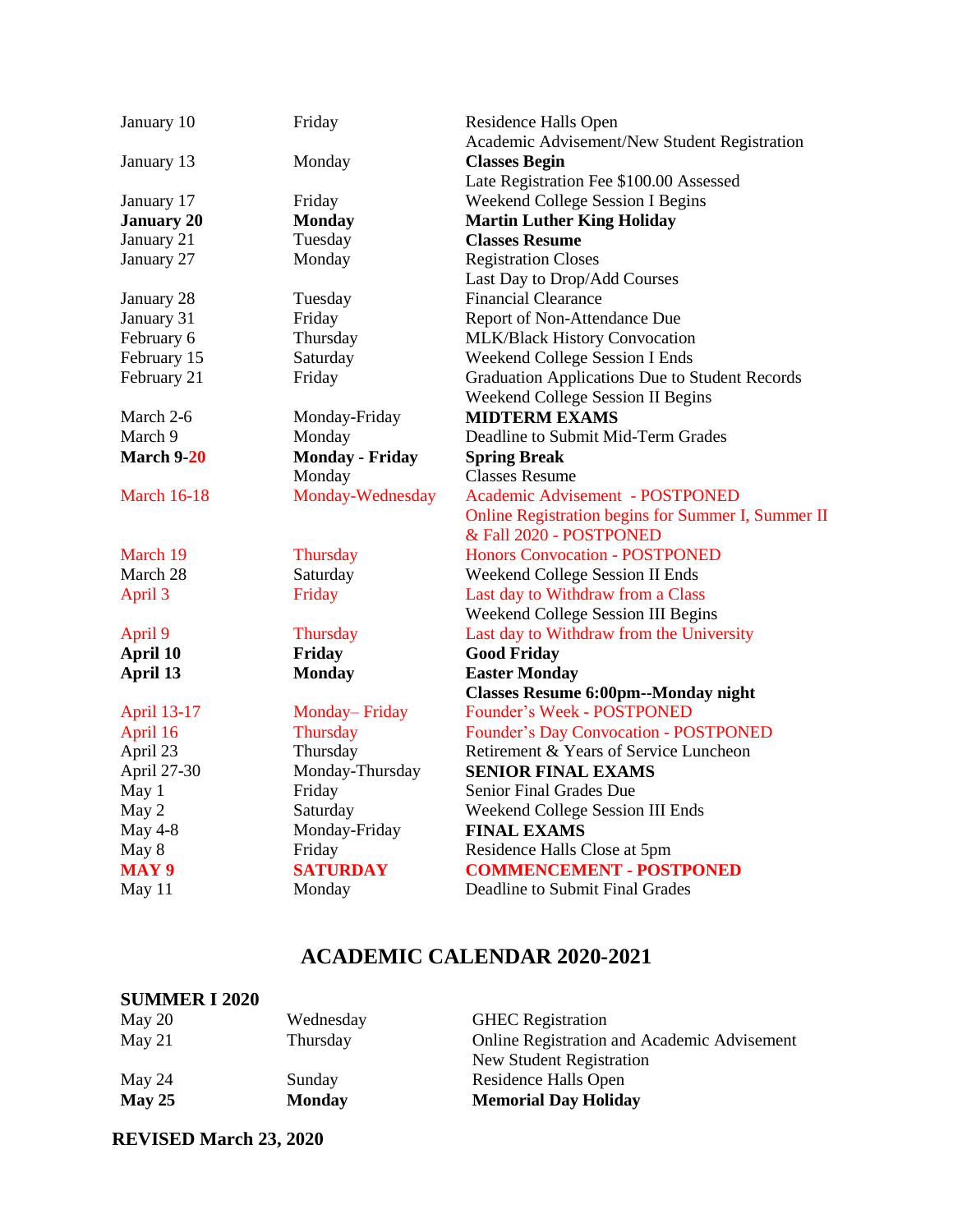| | | |
|---|---|---|
| January 10 | Friday | Residence Halls Open<br>Academic Advisement/New Student Registration |
| January 13 | Monday | **Classes Begin**<br>Late Registration Fee $100.00 Assessed |
| January 17 | Friday | Weekend College Session I Begins |
| **January 20** | **Monday** | **Martin Luther King Holiday** |
| January 21 | Tuesday | **Classes Resume** |
| January 27 | Monday | Registration Closes<br>Last Day to Drop/Add Courses |
| January 28 | Tuesday | Financial Clearance |
| January 31 | Friday | Report of Non-Attendance Due |
| February 6 | Thursday | MLK/Black History Convocation |
| February 15 | Saturday | Weekend College Session I Ends |
| February 21 | Friday | Graduation Applications Due to Student Records<br>Weekend College Session II Begins |
| March 2-6 | Monday-Friday | **MIDTERM EXAMS** |
| March 9 | Monday | Deadline to Submit Mid-Term Grades |
| **March 9-20** | **Monday - Friday** | **Spring Break** |
| | Monday | Classes Resume |
| March 16-18 | Monday-Wednesday | Academic Advisement - POSTPONED<br>Online Registration begins for Summer I, Summer II & Fall 2020 - POSTPONED |
| March 19 | Thursday | Honors Convocation - POSTPONED |
| March 28 | Saturday | Weekend College Session II Ends |
| April 3 | Friday | Last day to Withdraw from a Class<br>Weekend College Session III Begins |
| April 9 | Thursday | Last day to Withdraw from the University |
| **April 10** | **Friday** | **Good Friday** |
| **April 13** | **Monday** | **Easter Monday**<br>**Classes Resume 6:00pm--Monday night** |
| April 13-17 | Monday– Friday | Founder's Week - POSTPONED |
| April 16 | Thursday | Founder's Day Convocation - POSTPONED |
| April 23 | Thursday | Retirement & Years of Service Luncheon |
| April 27-30 | Monday-Thursday | **SENIOR FINAL EXAMS** |
| May 1 | Friday | Senior Final Grades Due |
| May 2 | Saturday | Weekend College Session III Ends |
| May 4-8 | Monday-Friday | **FINAL EXAMS** |
| May 8 | Friday | Residence Halls Close at 5pm |
| **MAY 9** | **SATURDAY** | **COMMENCEMENT - POSTPONED** |
| May 11 | Monday | Deadline to Submit Final Grades |

# ACADEMIC CALENDAR 2020-2021

**SUMMER I 2020**

| | | |
|---|---|---|
| May 20 | Wednesday | GHEC Registration |
| May 21 | Thursday | Online Registration and Academic Advisement<br>New Student Registration |
| May 24 | Sunday | Residence Halls Open |
| **May 25** | **Monday** | **Memorial Day Holiday** |

**REVISED March 23, 2020**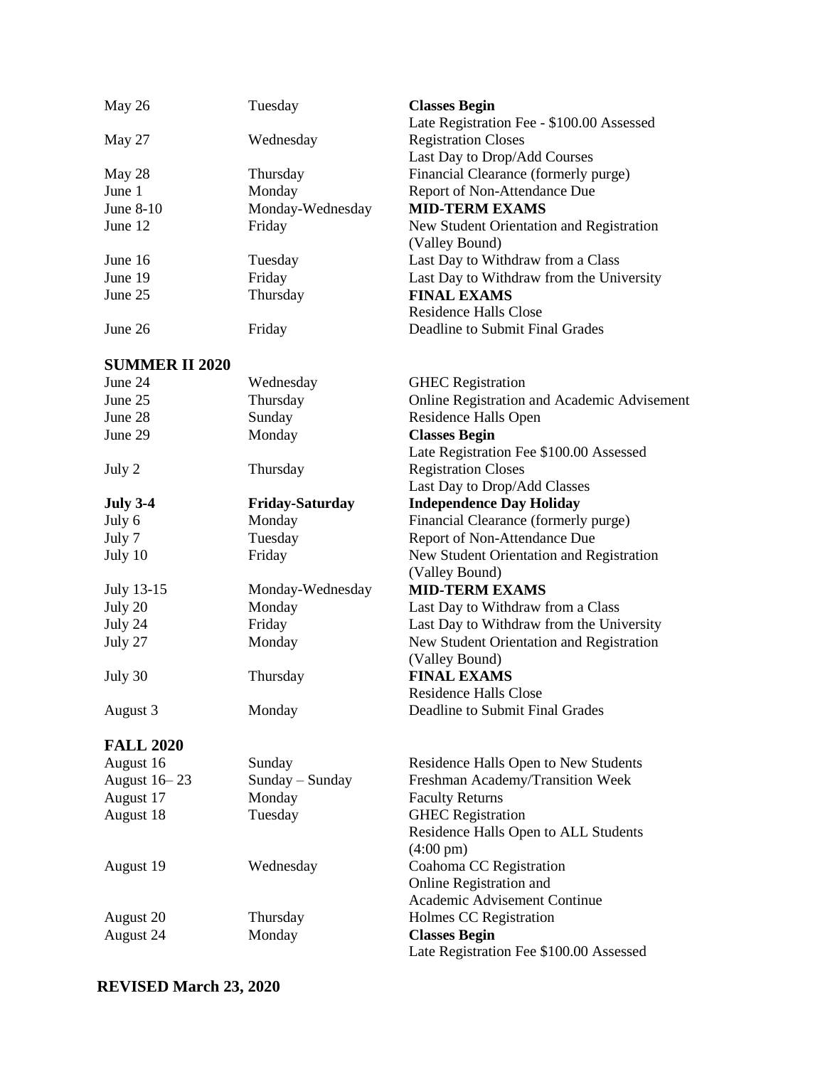| | | |
|---|---|---|
| May 26 | Tuesday | **Classes Begin**<br>Late Registration Fee - $100.00 Assessed |
| May 27 | Wednesday | Registration Closes<br>Last Day to Drop/Add Courses |
| May 28 | Thursday | Financial Clearance (formerly purge) |
| June 1 | Monday | Report of Non-Attendance Due |
| June 8-10 | Monday-Wednesday | **MID-TERM EXAMS** |
| June 12 | Friday | New Student Orientation and Registration (Valley Bound) |
| June 16 | Tuesday | Last Day to Withdraw from a Class |
| June 19 | Friday | Last Day to Withdraw from the University |
| June 25 | Thursday | **FINAL EXAMS**<br>Residence Halls Close |
| June 26 | Friday | Deadline to Submit Final Grades |

## SUMMER II 2020

| | | |
|---|---|---|
| June 24 | Wednesday | GHEC Registration |
| June 25 | Thursday | Online Registration and Academic Advisement |
| June 28 | Sunday | Residence Halls Open |
| June 29 | Monday | **Classes Begin**<br>Late Registration Fee $100.00 Assessed |
| July 2 | Thursday | Registration Closes<br>Last Day to Drop/Add Classes |
| **July 3-4** | **Friday-Saturday** | **Independence Day Holiday** |
| July 6 | Monday | Financial Clearance (formerly purge) |
| July 7 | Tuesday | Report of Non-Attendance Due |
| July 10 | Friday | New Student Orientation and Registration (Valley Bound) |
| July 13-15 | Monday-Wednesday | **MID-TERM EXAMS** |
| July 20 | Monday | Last Day to Withdraw from a Class |
| July 24 | Friday | Last Day to Withdraw from the University |
| July 27 | Monday | New Student Orientation and Registration (Valley Bound) |
| July 30 | Thursday | **FINAL EXAMS**<br>Residence Halls Close |
| August 3 | Monday | Deadline to Submit Final Grades |

## FALL 2020

| | | |
|---|---|---|
| August 16 | Sunday | Residence Halls Open to New Students |
| August 16– 23 | Sunday – Sunday | Freshman Academy/Transition Week |
| August 17 | Monday | Faculty Returns |
| August 18 | Tuesday | GHEC Registration<br>Residence Halls Open to ALL Students (4:00 pm) |
| August 19 | Wednesday | Coahoma CC Registration<br>Online Registration and Academic Advisement Continue |
| August 20 | Thursday | Holmes CC Registration |
| August 24 | Monday | **Classes Begin**<br>Late Registration Fee $100.00 Assessed |

**REVISED March 23, 2020**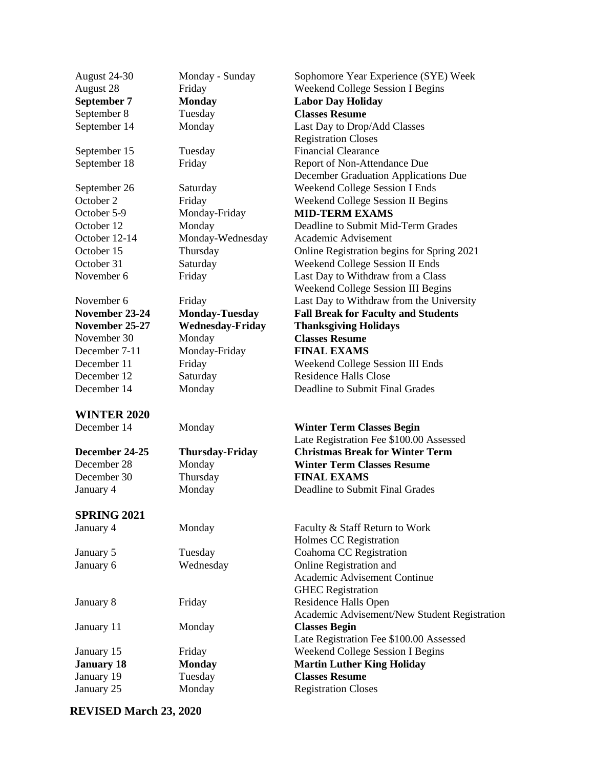| | | |
|---|---|---|
| August 24-30 | Monday - Sunday | Sophomore Year Experience (SYE) Week |
| August 28 | Friday | Weekend College Session I Begins |
| **September 7** | **Monday** | **Labor Day Holiday** |
| September 8 | Tuesday | **Classes Resume** |
| September 14 | Monday | Last Day to Drop/Add Classes<br>Registration Closes |
| September 15 | Tuesday | Financial Clearance |
| September 18 | Friday | Report of Non-Attendance Due<br>December Graduation Applications Due |
| September 26 | Saturday | Weekend College Session I Ends |
| October 2 | Friday | Weekend College Session II Begins |
| October 5-9 | Monday-Friday | **MID-TERM EXAMS** |
| October 12 | Monday | Deadline to Submit Mid-Term Grades |
| October 12-14 | Monday-Wednesday | Academic Advisement |
| October 15 | Thursday | Online Registration begins for Spring 2021 |
| October 31 | Saturday | Weekend College Session II Ends |
| November 6 | Friday | Last Day to Withdraw from a Class<br>Weekend College Session III Begins |
| November 6 | Friday | Last Day to Withdraw from the University |
| **November 23-24** | **Monday-Tuesday** | **Fall Break for Faculty and Students** |
| **November 25-27** | **Wednesday-Friday** | **Thanksgiving Holidays** |
| November 30 | Monday | **Classes Resume** |
| December 7-11 | Monday-Friday | **FINAL EXAMS** |
| December 11 | Friday | Weekend College Session III Ends |
| December 12 | Saturday | Residence Halls Close |
| December 14 | Monday | Deadline to Submit Final Grades |

## WINTER 2020

| | | |
|---|---|---|
| December 14 | Monday | **Winter Term Classes Begin**<br>Late Registration Fee $100.00 Assessed |
| **December 24-25** | **Thursday-Friday** | **Christmas Break for Winter Term** |
| December 28 | Monday | **Winter Term Classes Resume** |
| December 30 | Thursday | **FINAL EXAMS** |
| January 4 | Monday | Deadline to Submit Final Grades |

## SPRING 2021

| | | |
|---|---|---|
| January 4 | Monday | Faculty & Staff Return to Work<br>Holmes CC Registration |
| January 5 | Tuesday | Coahoma CC Registration |
| January 6 | Wednesday | Online Registration and<br>Academic Advisement Continue<br>GHEC Registration |
| January 8 | Friday | Residence Halls Open<br>Academic Advisement/New Student Registration |
| January 11 | Monday | **Classes Begin**<br>Late Registration Fee $100.00 Assessed |
| January 15 | Friday | Weekend College Session I Begins |
| **January 18** | **Monday** | **Martin Luther King Holiday** |
| January 19 | Tuesday | **Classes Resume** |
| January 25 | Monday | Registration Closes |

**REVISED March 23, 2020**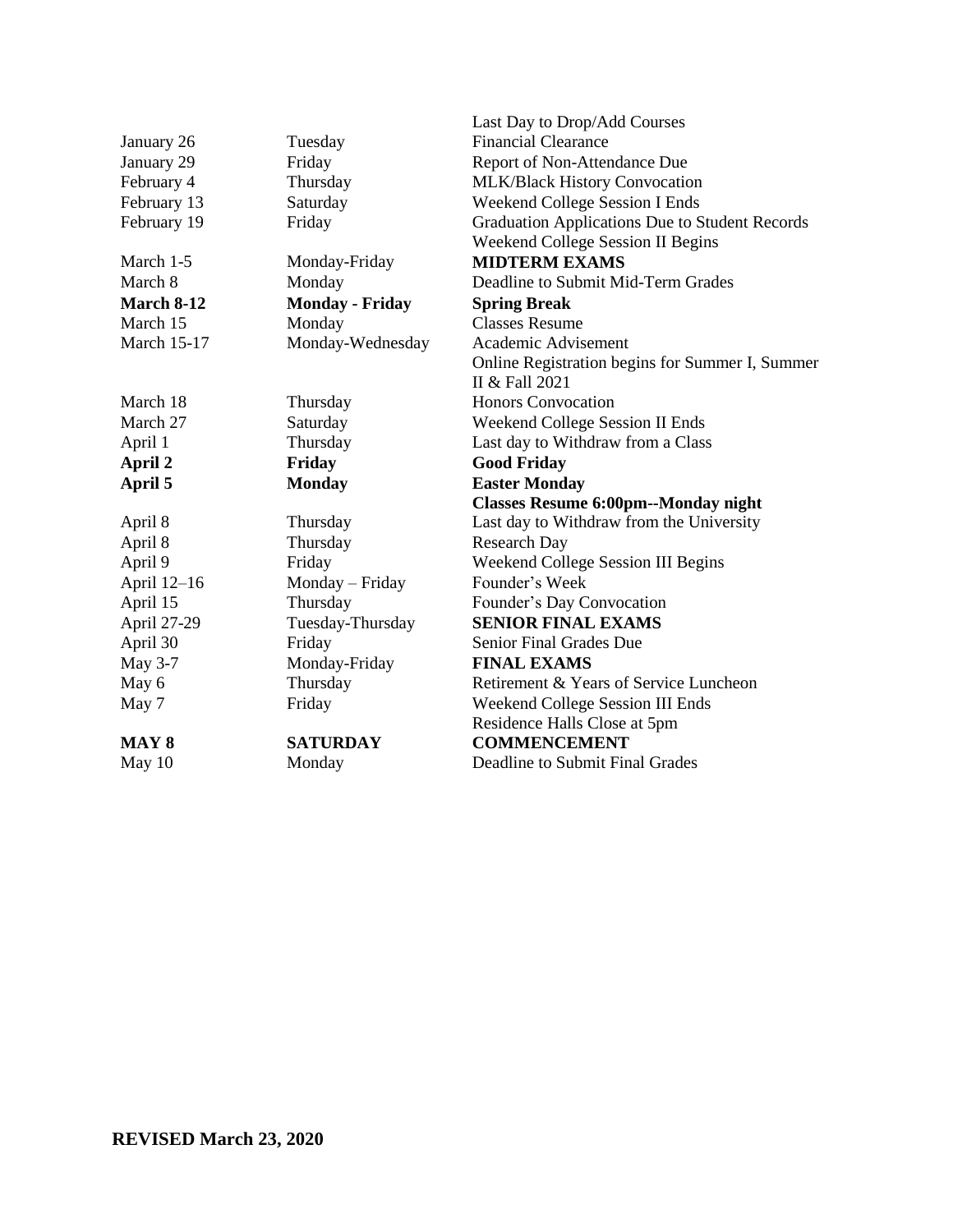| | | |
|---|---|---|
| | | Last Day to Drop/Add Courses |
| January 26 | Tuesday | Financial Clearance |
| January 29 | Friday | Report of Non-Attendance Due |
| February 4 | Thursday | MLK/Black History Convocation |
| February 13 | Saturday | Weekend College Session I Ends |
| February 19 | Friday | Graduation Applications Due to Student Records<br>Weekend College Session II Begins |
| March 1-5 | Monday-Friday | **MIDTERM EXAMS** |
| March 8 | Monday | Deadline to Submit Mid-Term Grades |
| **March 8-12** | **Monday - Friday** | **Spring Break** |
| March 15 | Monday | Classes Resume |
| March 15-17 | Monday-Wednesday | Academic Advisement<br>Online Registration begins for Summer I, Summer II & Fall 2021 |
| March 18 | Thursday | Honors Convocation |
| March 27 | Saturday | Weekend College Session II Ends |
| April 1 | Thursday | Last day to Withdraw from a Class |
| **April 2** | **Friday** | **Good Friday** |
| **April 5** | **Monday** | **Easter Monday**<br>**Classes Resume 6:00pm--Monday night** |
| April 8 | Thursday | Last day to Withdraw from the University |
| April 8 | Thursday | Research Day |
| April 9 | Friday | Weekend College Session III Begins |
| April 12–16 | Monday – Friday | Founder's Week |
| April 15 | Thursday | Founder's Day Convocation |
| April 27-29 | Tuesday-Thursday | **SENIOR FINAL EXAMS** |
| April 30 | Friday | Senior Final Grades Due |
| May 3-7 | Monday-Friday | **FINAL EXAMS** |
| May 6 | Thursday | Retirement & Years of Service Luncheon |
| May 7 | Friday | Weekend College Session III Ends<br>Residence Halls Close at 5pm |
| **MAY 8** | **SATURDAY** | **COMMENCEMENT** |
| May 10 | Monday | Deadline to Submit Final Grades |

**REVISED March 23, 2020**